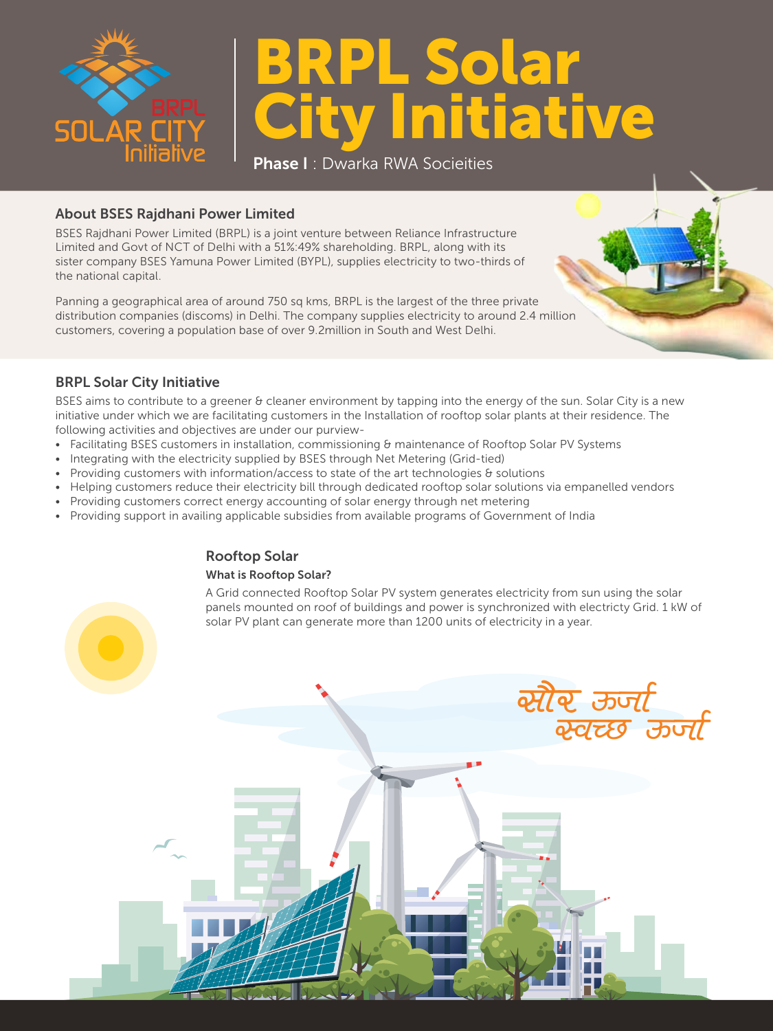# BRPL Solar City Initiative

**Phase I** : Dwarka RWA Socieities

## About BSES Rajdhani Power Limited

BSES Rajdhani Power Limited (BRPL) is a joint venture between Reliance Infrastructure Limited and Govt of NCT of Delhi with a 51%:49% shareholding. BRPL, along with its sister company BSES Yamuna Power Limited (BYPL), supplies electricity to two-thirds of the national capital.

Panning a geographical area of around 750 sq kms, BRPL is the largest of the three private distribution companies (discoms) in Delhi. The company supplies electricity to around 2.4 million customers, covering a population base of over 9.2million in South and West Delhi.

## BRPL Solar City Initiative

BSES aims to contribute to a greener & cleaner environment by tapping into the energy of the sun. Solar City is a new initiative under which we are facilitating customers in the Installation of rooftop solar plants at their residence. The following activities and objectives are under our purview-

- Facilitating BSES customers in installation, commissioning & maintenance of Rooftop Solar PV Systems
- Integrating with the electricity supplied by BSES through Net Metering (Grid-tied)
- Providing customers with information/access to state of the art technologies & solutions
- Helping customers reduce their electricity bill through dedicated rooftop solar solutions via empanelled vendors
- Providing customers correct energy accounting of solar energy through net metering
- Providing support in availing applicable subsidies from available programs of Government of India

## Rooftop Solar

### What is Rooftop Solar?

A Grid connected Rooftop Solar PV system generates electricity from sun using the solar panels mounted on roof of buildings and power is synchronized with electricty Grid. 1 kW of solar PV plant can generate more than 1200 units of electricity in a year.

सौर ऊर्जा
स्वच्छ ऊर्जा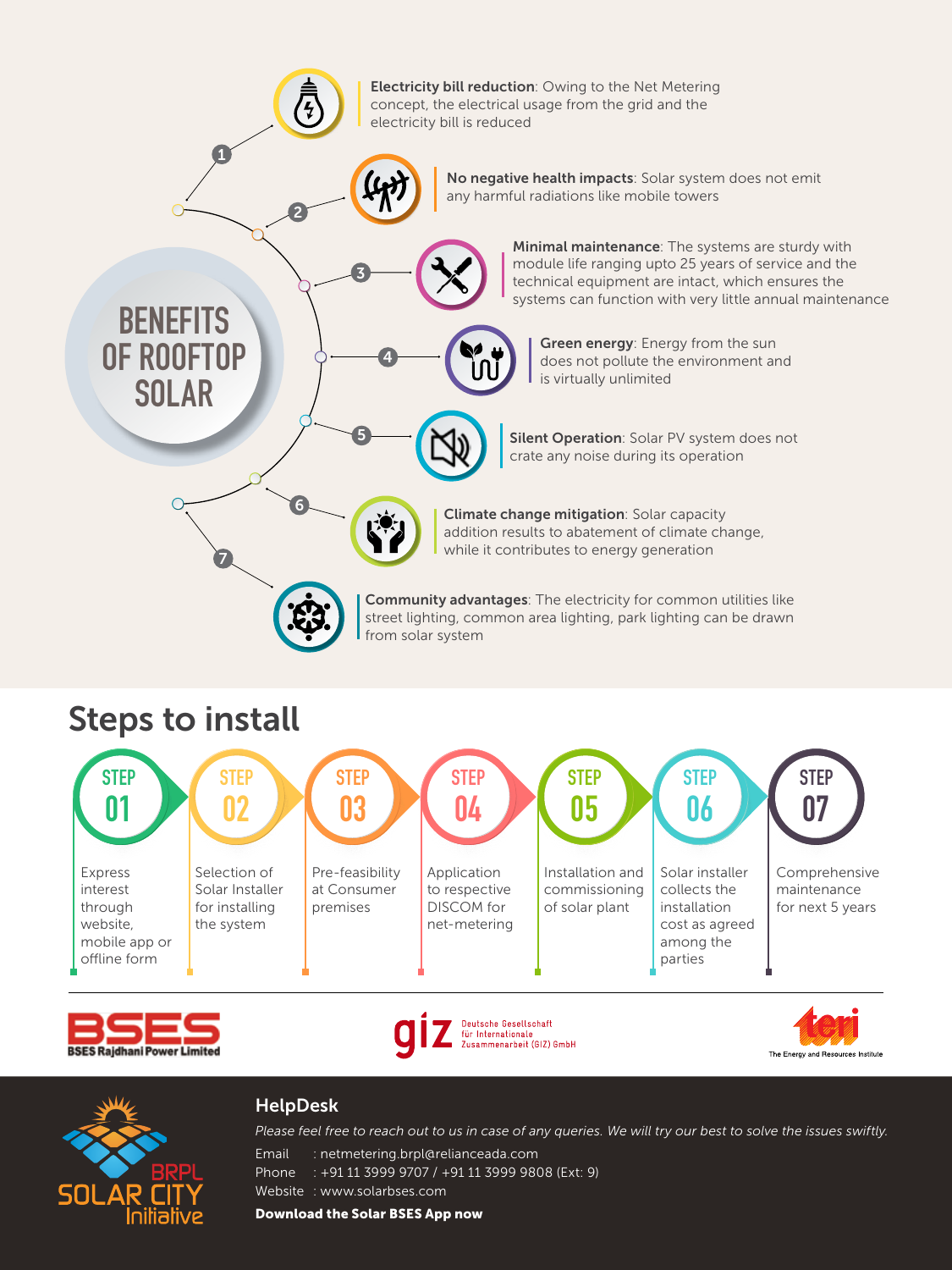# BENEFITS OF ROOFTOP SOLAR

1. **Electricity bill reduction**: Owing to the Net Metering concept, the electrical usage from the grid and the electricity bill is reduced
2. **No negative health impacts**: Solar system does not emit any harmful radiations like mobile towers
3. **Minimal maintenance**: The systems are sturdy with module life ranging upto 25 years of service and the technical equipment are intact, which ensures the systems can function with very little annual maintenance
4. **Green energy**: Energy from the sun does not pollute the environment and is virtually unlimited
5. **Silent Operation**: Solar PV system does not crate any noise during its operation
6. **Climate change mitigation**: Solar capacity addition results to abatement of climate change, while it contributes to energy generation
7. **Community advantages**: The electricity for common utilities like street lighting, common area lighting, park lighting can be drawn from solar system

## Steps to install

**STEP 01** – Express interest through website, mobile app or offline form

**STEP 02** – Selection of Solar Installer for installing the system

**STEP 03** – Pre-feasibility at Consumer premises

**STEP 04** – Application to respective DISCOM for net-metering

**STEP 05** – Installation and commissioning of solar plant

**STEP 06** – Solar installer collects the installation cost as agreed among the parties

**STEP 07** – Comprehensive maintenance for next 5 years

BSES Rajdhani Power Limited

giz Deutsche Gesellschaft für Internationale Zusammenarbeit (GIZ) GmbH

teri The Energy and Resources Institute

BRPL SOLAR CITY Initiative

## HelpDesk

*Please feel free to reach out to us in case of any queries. We will try our best to solve the issues swiftly.*

Email : netmetering.brpl@relianceada.com
Phone : +91 11 3999 9707 / +91 11 3999 9808 (Ext: 9)
Website : www.solarbses.com

**Download the Solar BSES App now**